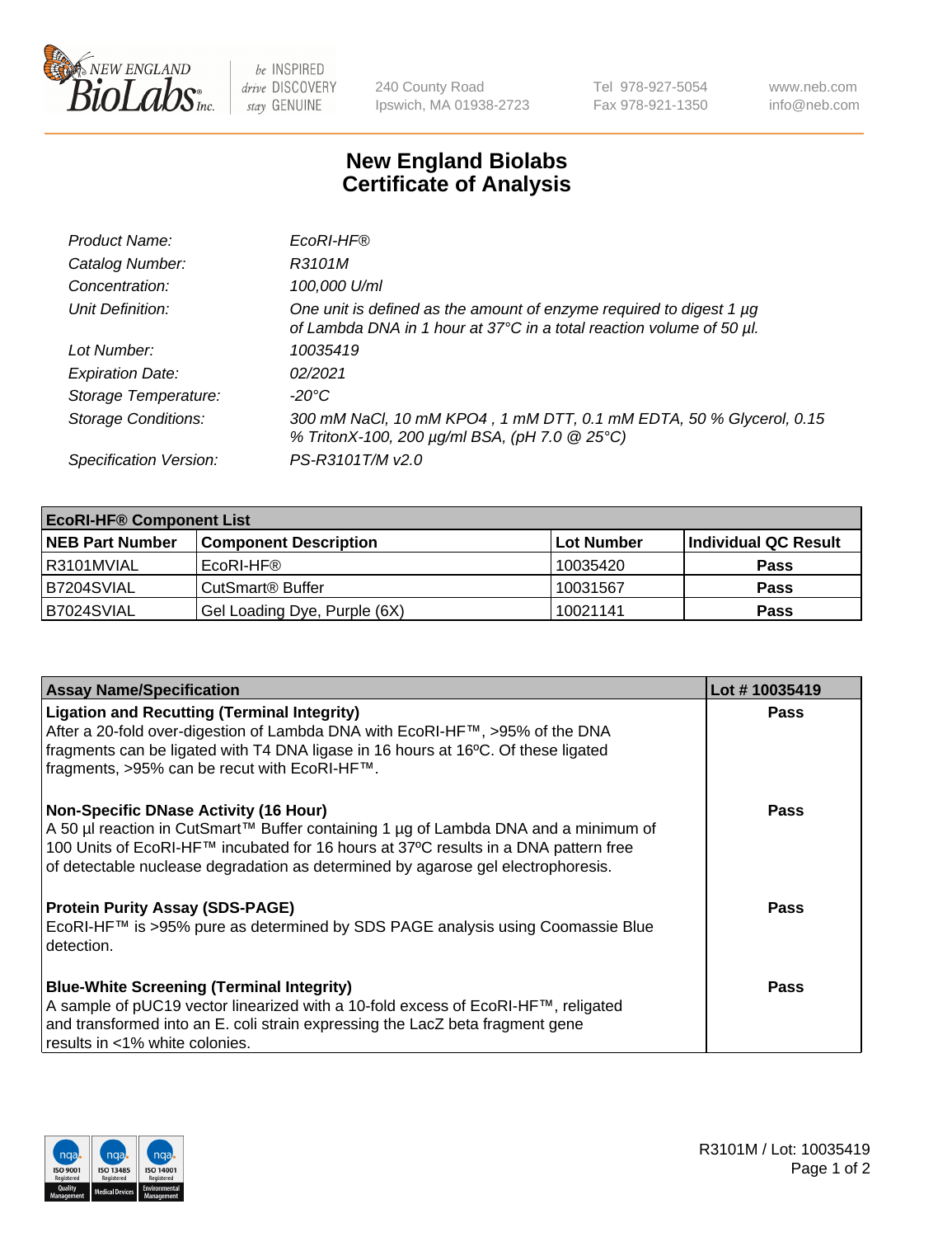240 County Road
Ipswich, MA 01938-2723

Tel 978-927-5054
Fax 978-921-1350

www.neb.com
info@neb.com

# New England Biolabs
# Certificate of Analysis

| | |
|---|---|
| *Product Name:* | *EcoRI-HF®* |
| *Catalog Number:* | *R3101M* |
| *Concentration:* | *100,000 U/ml* |
| *Unit Definition:* | *One unit is defined as the amount of enzyme required to digest 1 µg of Lambda DNA in 1 hour at 37°C in a total reaction volume of 50 µl.* |
| *Lot Number:* | *10035419* |
| *Expiration Date:* | *02/2021* |
| *Storage Temperature:* | *-20°C* |
| *Storage Conditions:* | *300 mM NaCl, 10 mM KPO4 , 1 mM DTT, 0.1 mM EDTA, 50 % Glycerol, 0.15 % TritonX-100, 200 µg/ml BSA, (pH 7.0 @ 25°C)* |
| *Specification Version:* | *PS-R3101T/M v2.0* |

| **EcoRI-HF® Component List** | | | |
|---|---|---|---|
| **NEB Part Number** | **Component Description** | **Lot Number** | **Individual QC Result** |
| R3101MVIAL | EcoRI-HF® | 10035420 | **Pass** |
| B7204SVIAL | CutSmart® Buffer | 10031567 | **Pass** |
| B7024SVIAL | Gel Loading Dye, Purple (6X) | 10021141 | **Pass** |

| **Assay Name/Specification** | **Lot # 10035419** |
|---|---|
| **Ligation and Recutting (Terminal Integrity)**<br>After a 20-fold over-digestion of Lambda DNA with EcoRI-HF™, >95% of the DNA fragments can be ligated with T4 DNA ligase in 16 hours at 16ºC. Of these ligated fragments, >95% can be recut with EcoRI-HF™. | **Pass** |
| **Non-Specific DNase Activity (16 Hour)**<br>A 50 µl reaction in CutSmart™ Buffer containing 1 µg of Lambda DNA and a minimum of 100 Units of EcoRI-HF™ incubated for 16 hours at 37ºC results in a DNA pattern free of detectable nuclease degradation as determined by agarose gel electrophoresis. | **Pass** |
| **Protein Purity Assay (SDS-PAGE)**<br>EcoRI-HF™ is >95% pure as determined by SDS PAGE analysis using Coomassie Blue detection. | **Pass** |
| **Blue-White Screening (Terminal Integrity)**<br>A sample of pUC19 vector linearized with a 10-fold excess of EcoRI-HF™, religated and transformed into an E. coli strain expressing the LacZ beta fragment gene results in <1% white colonies. | **Pass** |

R3101M / Lot: 10035419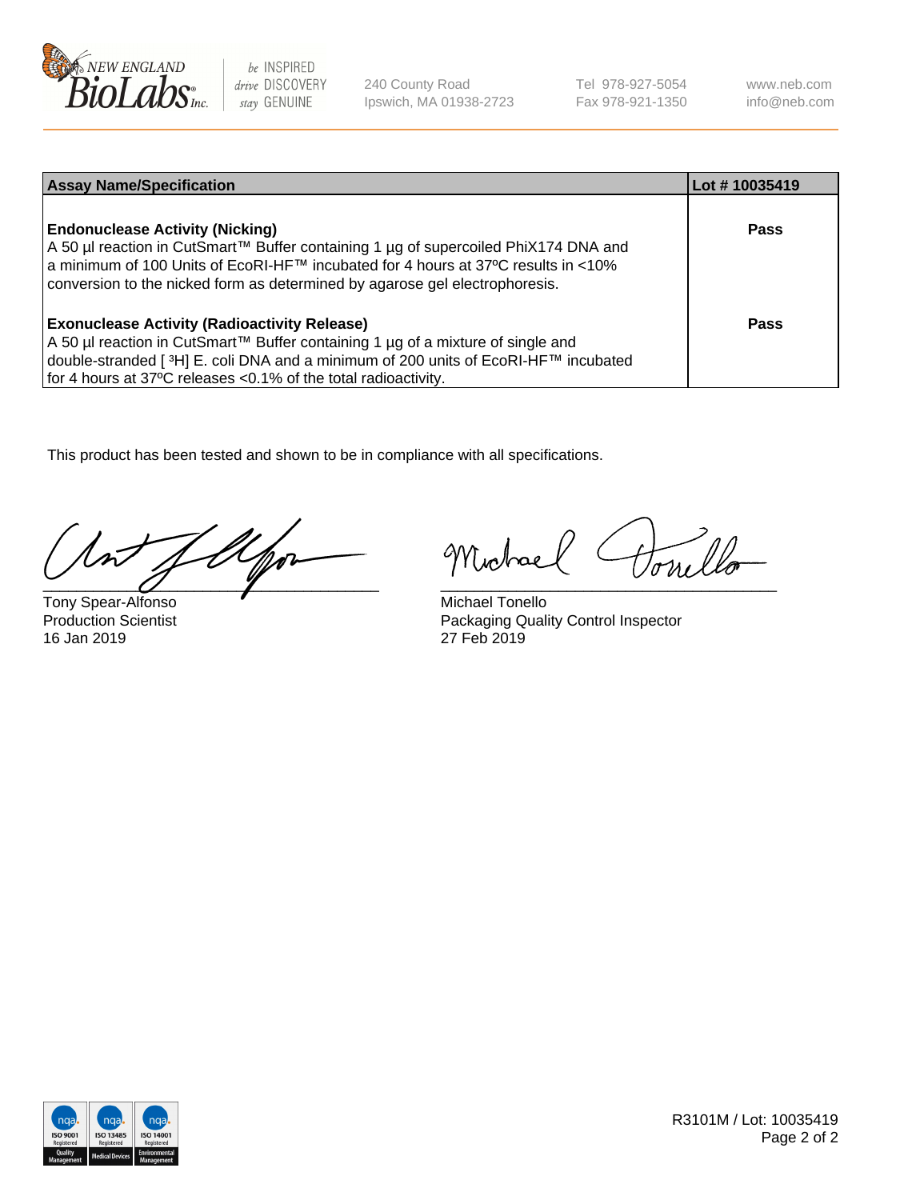be INSPIRED drive DISCOVERY stay GENUINE

240 County Road
Ipswich, MA 01938-2723

Tel 978-927-5054
Fax 978-921-1350

www.neb.com
info@neb.com

| Assay Name/Specification | Lot # 10035419 |
|---|---|
| **Endonuclease Activity (Nicking)**<br>A 50 µl reaction in CutSmart™ Buffer containing 1 µg of supercoiled PhiX174 DNA and a minimum of 100 Units of EcoRI-HF™ incubated for 4 hours at 37ºC results in <10% conversion to the nicked form as determined by agarose gel electrophoresis. | **Pass** |
| **Exonuclease Activity (Radioactivity Release)**<br>A 50 µl reaction in CutSmart™ Buffer containing 1 µg of a mixture of single and double-stranded [ $^3$H] E. coli DNA and a minimum of 200 units of EcoRI-HF™ incubated for 4 hours at 37ºC releases <0.1% of the total radioactivity. | **Pass** |

This product has been tested and shown to be in compliance with all specifications.

Tony Spear-Alfonso
Production Scientist
16 Jan 2019

Michael Tonello
Packaging Quality Control Inspector
27 Feb 2019

R3101M / Lot: 10035419